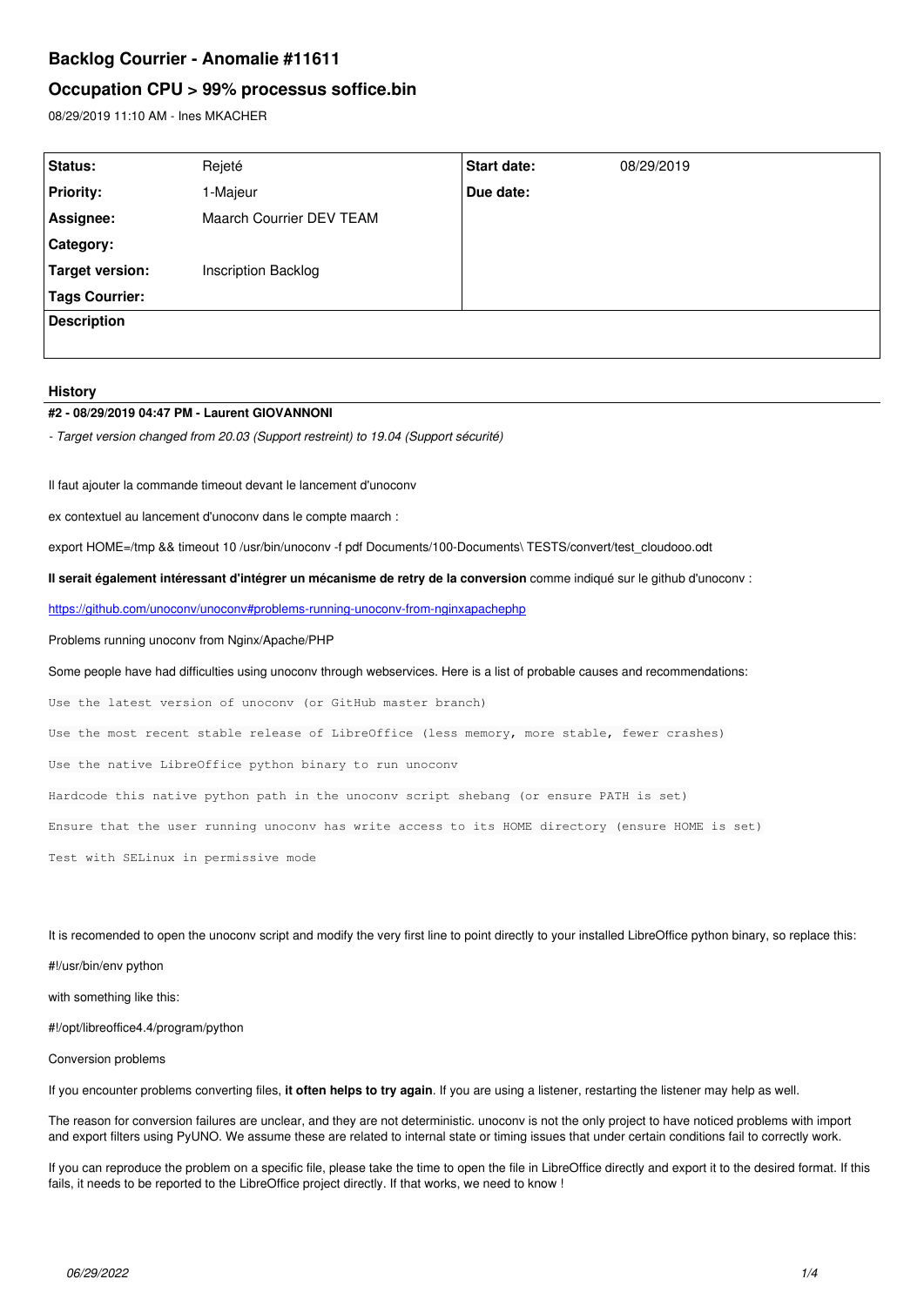# Backlog Courrier - Anomalie #11611

## Occupation CPU > 99% processus soffice.bin

08/29/2019 11:10 AM - Ines MKACHER

| Status: | Rejeté | Start date: | 08/29/2019 |
|---|---|---|---|
| Priority: | 1-Majeur | Due date: | |
| Assignee: | Maarch Courrier DEV TEAM | | |
| Category: | | | |
| Target version: | Inscription Backlog | | |
| Tags Courrier: | | | |

**Description**

### History

#### #2 - 08/29/2019 04:47 PM - Laurent GIOVANNONI

*- Target version changed from 20.03 (Support restreint) to 19.04 (Support sécurité)*

Il faut ajouter la commande timeout devant le lancement d'unoconv

ex contextuel au lancement d'unoconv dans le compte maarch :

export HOME=/tmp && timeout 10 /usr/bin/unoconv -f pdf Documents/100-Documents\ TESTS/convert/test_cloudooo.odt

**Il serait également intéressant d'intégrer un mécanisme de retry de la conversion** comme indiqué sur le github d'unoconv :

https://github.com/unoconv/unoconv#problems-running-unoconv-from-nginxapachephp

Problems running unoconv from Nginx/Apache/PHP

Some people have had difficulties using unoconv through webservices. Here is a list of probable causes and recommendations:

```
Use the latest version of unoconv (or GitHub master branch)

Use the most recent stable release of LibreOffice (less memory, more stable, fewer crashes)

Use the native LibreOffice python binary to run unoconv

Hardcode this native python path in the unoconv script shebang (or ensure PATH is set)

Ensure that the user running unoconv has write access to its HOME directory (ensure HOME is set)

Test with SELinux in permissive mode
```

It is recomended to open the unoconv script and modify the very first line to point directly to your installed LibreOffice python binary, so replace this:

#!/usr/bin/env python

with something like this:

#!/opt/libreoffice4.4/program/python

Conversion problems

If you encounter problems converting files, **it often helps to try again**. If you are using a listener, restarting the listener may help as well.

The reason for conversion failures are unclear, and they are not deterministic. unoconv is not the only project to have noticed problems with import and export filters using PyUNO. We assume these are related to internal state or timing issues that under certain conditions fail to correctly work.

If you can reproduce the problem on a specific file, please take the time to open the file in LibreOffice directly and export it to the desired format. If this fails, it needs to be reported to the LibreOffice project directly. If that works, we need to know !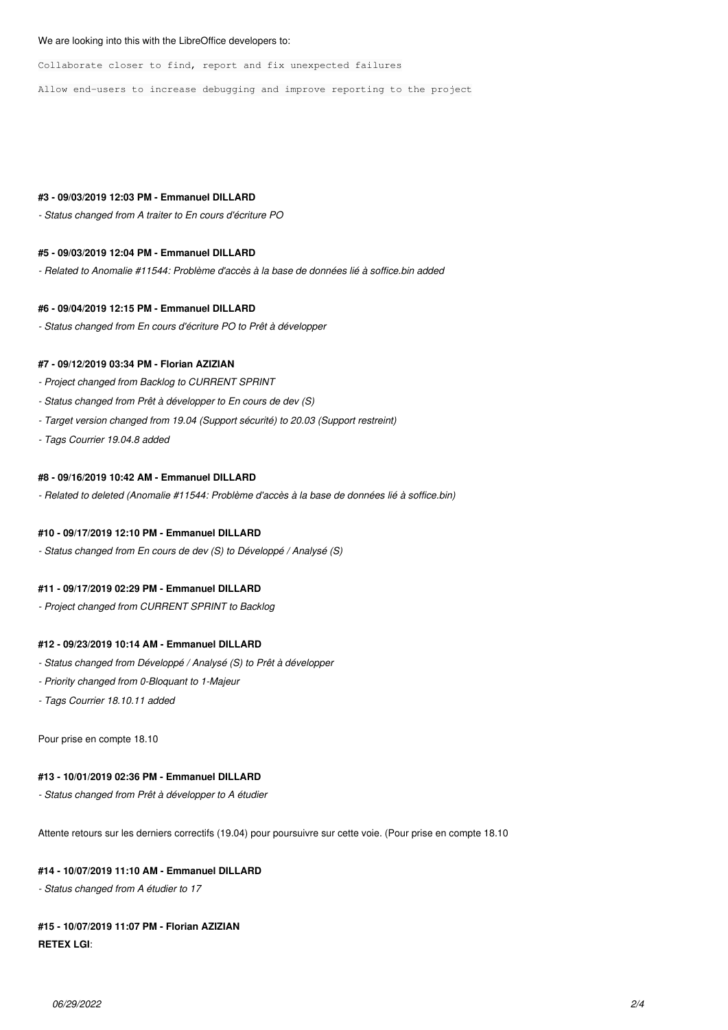We are looking into this with the LibreOffice developers to:

```
Collaborate closer to find, report and fix unexpected failures

Allow end-users to increase debugging and improve reporting to the project
```

**#3 - 09/03/2019 12:03 PM - Emmanuel DILLARD**

*- Status changed from A traiter to En cours d'écriture PO*

**#5 - 09/03/2019 12:04 PM - Emmanuel DILLARD**

*- Related to Anomalie #11544: Problème d'accès à la base de données lié à soffice.bin added*

**#6 - 09/04/2019 12:15 PM - Emmanuel DILLARD**

*- Status changed from En cours d'écriture PO to Prêt à développer*

**#7 - 09/12/2019 03:34 PM - Florian AZIZIAN**

*- Project changed from Backlog to CURRENT SPRINT*

*- Status changed from Prêt à développer to En cours de dev (S)*

*- Target version changed from 19.04 (Support sécurité) to 20.03 (Support restreint)*

*- Tags Courrier 19.04.8 added*

**#8 - 09/16/2019 10:42 AM - Emmanuel DILLARD**

*- Related to deleted (Anomalie #11544: Problème d'accès à la base de données lié à soffice.bin)*

**#10 - 09/17/2019 12:10 PM - Emmanuel DILLARD**

*- Status changed from En cours de dev (S) to Développé / Analysé (S)*

**#11 - 09/17/2019 02:29 PM - Emmanuel DILLARD**

*- Project changed from CURRENT SPRINT to Backlog*

**#12 - 09/23/2019 10:14 AM - Emmanuel DILLARD**

*- Status changed from Développé / Analysé (S) to Prêt à développer*

*- Priority changed from 0-Bloquant to 1-Majeur*

*- Tags Courrier 18.10.11 added*

Pour prise en compte 18.10

**#13 - 10/01/2019 02:36 PM - Emmanuel DILLARD**

*- Status changed from Prêt à développer to A étudier*

Attente retours sur les derniers correctifs (19.04) pour poursuivre sur cette voie. (Pour prise en compte 18.10

**#14 - 10/07/2019 11:10 AM - Emmanuel DILLARD**

*- Status changed from A étudier to 17*

**#15 - 10/07/2019 11:07 PM - Florian AZIZIAN**

**RETEX LGI**: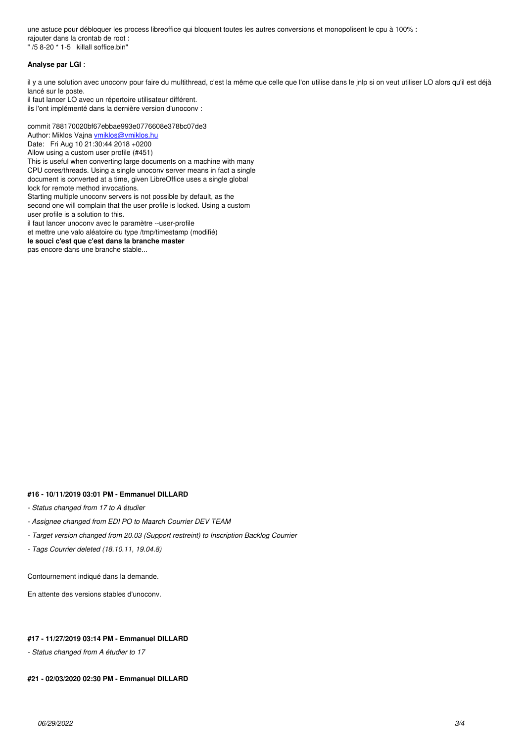une astuce pour débloquer les process libreoffice qui bloquent toutes les autres conversions et monopolisent le cpu à 100% :
rajouter dans la crontab de root :
" /5 8-20 * 1-5   killall soffice.bin"

**Analyse par LGI** :

il y a une solution avec unoconv pour faire du multithread, c'est la même que celle que l'on utilise dans le jnlp si on veut utiliser LO alors qu'il est déjà lancé sur le poste.
il faut lancer LO avec un répertoire utilisateur différent.
ils l'ont implémenté dans la dernière version d'unoconv :

commit 788170020bf67ebbae993e0776608e378bc07de3
Author: Miklos Vajna [vmiklos@vmiklos.hu](mailto:vmiklos@vmiklos.hu)
Date:   Fri Aug 10 21:30:44 2018 +0200
Allow using a custom user profile (#451)
This is useful when converting large documents on a machine with many CPU cores/threads. Using a single unoconv server means in fact a single document is converted at a time, given LibreOffice uses a single global lock for remote method invocations.
Starting multiple unoconv servers is not possible by default, as the second one will complain that the user profile is locked. Using a custom user profile is a solution to this.
il faut lancer unoconv avec le paramètre --user-profile
et mettre une valo aléatoire du type /tmp/timestamp (modifié)
**le souci c'est que c'est dans la branche master**
pas encore dans une branche stable...

#### #16 - 10/11/2019 03:01 PM - Emmanuel DILLARD

*- Status changed from 17 to A étudier*

*- Assignee changed from EDI PO to Maarch Courrier DEV TEAM*

*- Target version changed from 20.03 (Support restreint) to Inscription Backlog Courrier*

*- Tags Courrier deleted (18.10.11, 19.04.8)*

Contournement indiqué dans la demande.

En attente des versions stables d'unoconv.

#### #17 - 11/27/2019 03:14 PM - Emmanuel DILLARD

*- Status changed from A étudier to 17*

#### #21 - 02/03/2020 02:30 PM - Emmanuel DILLARD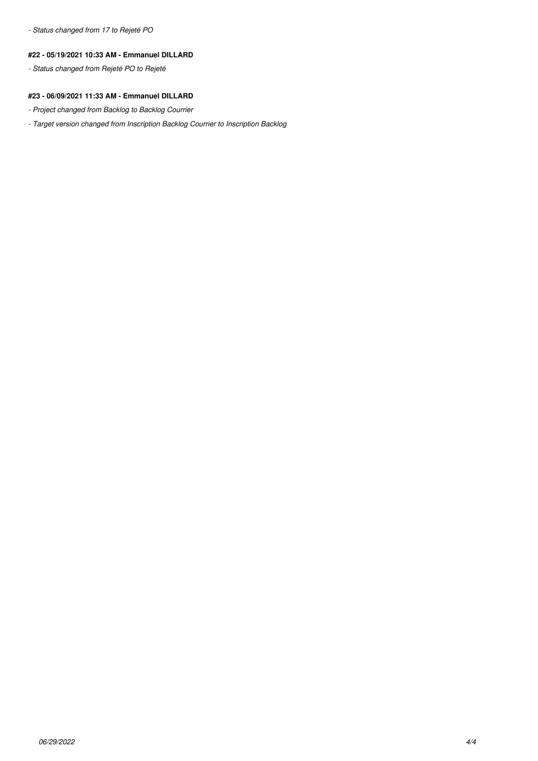*- Status changed from 17 to Rejeté PO*

**#22 - 05/19/2021 10:33 AM - Emmanuel DILLARD**

*- Status changed from Rejeté PO to Rejeté*

**#23 - 06/09/2021 11:33 AM - Emmanuel DILLARD**

*- Project changed from Backlog to Backlog Courrier*

*- Target version changed from Inscription Backlog Courrier to Inscription Backlog*